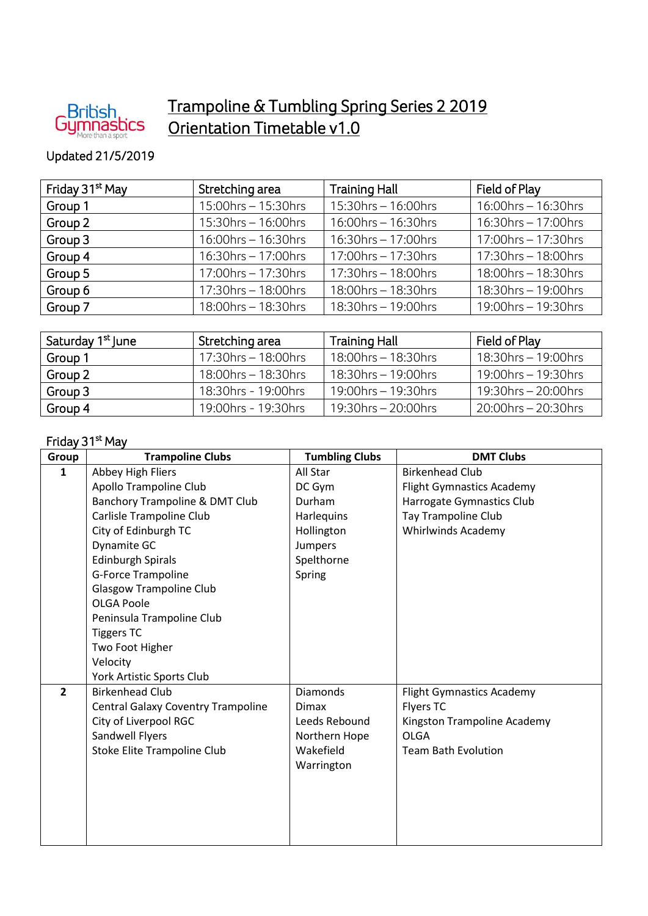# Trampoline & Tumbling Spring Series 2 2019
# Orientation Timetable v1.0

Updated 21/5/2019

| Friday 31st May | Stretching area | Training Hall | Field of Play |
|---|---|---|---|
| Group 1 | 15:00hrs – 15:30hrs | 15:30hrs – 16:00hrs | 16:00hrs – 16:30hrs |
| Group 2 | 15:30hrs – 16:00hrs | 16:00hrs – 16:30hrs | 16:30hrs – 17:00hrs |
| Group 3 | 16:00hrs – 16:30hrs | 16:30hrs – 17:00hrs | 17:00hrs – 17:30hrs |
| Group 4 | 16:30hrs – 17:00hrs | 17:00hrs – 17:30hrs | 17:30hrs – 18:00hrs |
| Group 5 | 17:00hrs – 17:30hrs | 17:30hrs – 18:00hrs | 18:00hrs – 18:30hrs |
| Group 6 | 17:30hrs – 18:00hrs | 18:00hrs – 18:30hrs | 18:30hrs – 19:00hrs |
| Group 7 | 18:00hrs – 18:30hrs | 18:30hrs – 19:00hrs | 19:00hrs – 19:30hrs |

| Saturday 1st June | Stretching area | Training Hall | Field of Play |
|---|---|---|---|
| Group 1 | 17:30hrs – 18:00hrs | 18:00hrs – 18:30hrs | 18:30hrs – 19:00hrs |
| Group 2 | 18:00hrs – 18:30hrs | 18:30hrs – 19:00hrs | 19:00hrs – 19:30hrs |
| Group 3 | 18:30hrs - 19:00hrs | 19:00hrs – 19:30hrs | 19:30hrs – 20:00hrs |
| Group 4 | 19:00hrs - 19:30hrs | 19:30hrs – 20:00hrs | 20:00hrs – 20:30hrs |

Friday 31st May

| Group | Trampoline Clubs | Tumbling Clubs | DMT Clubs |
|---|---|---|---|
| 1 | Abbey High Fliers<br>Apollo Trampoline Club<br>Banchory Trampoline & DMT Club<br>Carlisle Trampoline Club<br>City of Edinburgh TC<br>Dynamite GC<br>Edinburgh Spirals<br>G-Force Trampoline<br>Glasgow Trampoline Club<br>OLGA Poole<br>Peninsula Trampoline Club<br>Tiggers TC<br>Two Foot Higher<br>Velocity<br>York Artistic Sports Club | All Star<br>DC Gym<br>Durham<br>Harlequins<br>Hollington<br>Jumpers<br>Spelthorne<br>Spring | Birkenhead Club<br>Flight Gymnastics Academy<br>Harrogate Gymnastics Club<br>Tay Trampoline Club<br>Whirlwinds Academy |
| 2 | Birkenhead Club<br>Central Galaxy Coventry Trampoline<br>City of Liverpool RGC<br>Sandwell Flyers<br>Stoke Elite Trampoline Club | Diamonds<br>Dimax<br>Leeds Rebound<br>Northern Hope<br>Wakefield<br>Warrington | Flight Gymnastics Academy<br>Flyers TC<br>Kingston Trampoline Academy<br>OLGA<br>Team Bath Evolution |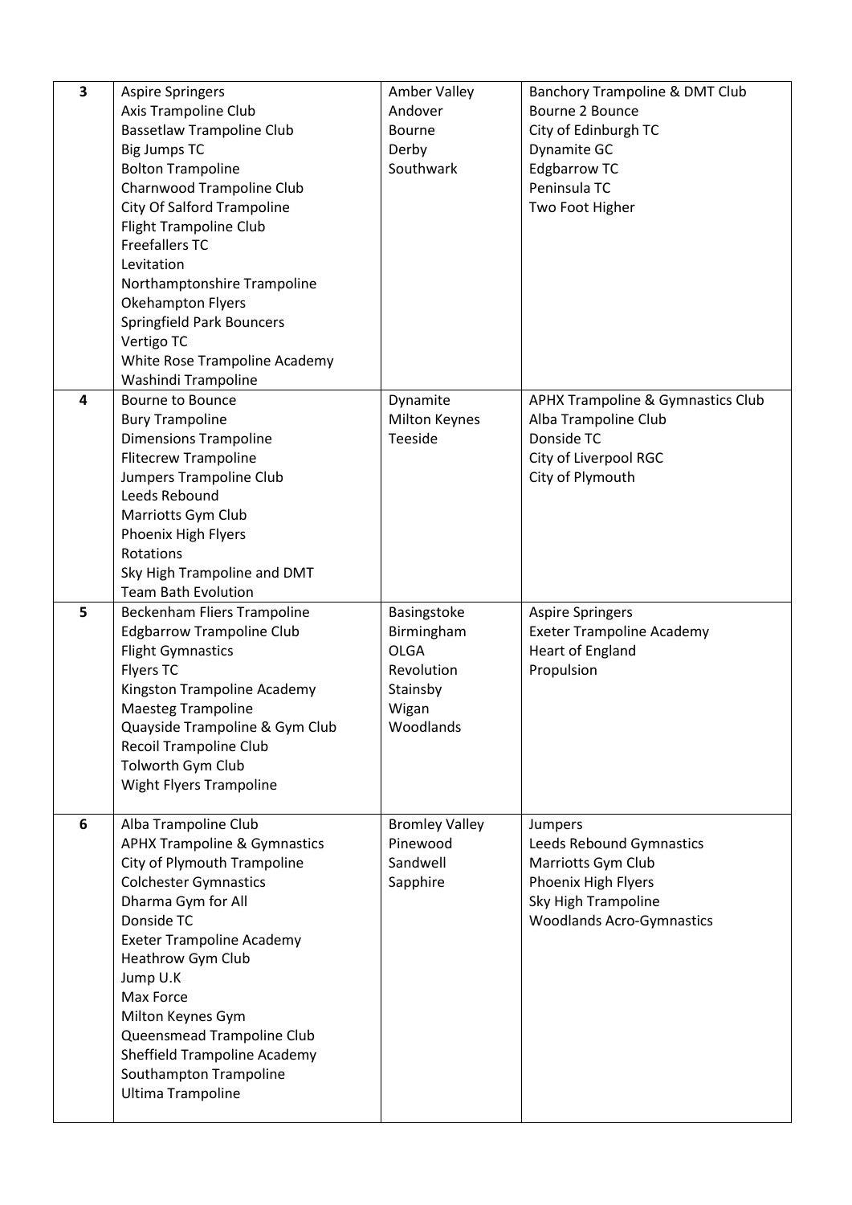| | | | |
|---|---|---|---|
| 3 | Aspire Springers<br>Axis Trampoline Club<br>Bassetlaw Trampoline Club<br>Big Jumps TC<br>Bolton Trampoline<br>Charnwood Trampoline Club<br>City Of Salford Trampoline<br>Flight Trampoline Club<br>Freefallers TC<br>Levitation<br>Northamptonshire Trampoline<br>Okehampton Flyers<br>Springfield Park Bouncers<br>Vertigo TC<br>White Rose Trampoline Academy<br>Washindi Trampoline | Amber Valley<br>Andover<br>Bourne<br>Derby<br>Southwark | Banchory Trampoline & DMT Club<br>Bourne 2 Bounce<br>City of Edinburgh TC<br>Dynamite GC<br>Edgbarrow TC<br>Peninsula TC<br>Two Foot Higher |
| 4 | Bourne to Bounce<br>Bury Trampoline<br>Dimensions Trampoline<br>Flitecrew Trampoline<br>Jumpers Trampoline Club<br>Leeds Rebound<br>Marriotts Gym Club<br>Phoenix High Flyers<br>Rotations<br>Sky High Trampoline and DMT<br>Team Bath Evolution | Dynamite<br>Milton Keynes<br>Teeside | APHX Trampoline & Gymnastics Club<br>Alba Trampoline Club<br>Donside TC<br>City of Liverpool RGC<br>City of Plymouth |
| 5 | Beckenham Fliers Trampoline<br>Edgbarrow Trampoline Club<br>Flight Gymnastics<br>Flyers TC<br>Kingston Trampoline Academy<br>Maesteg Trampoline<br>Quayside Trampoline & Gym Club<br>Recoil Trampoline Club<br>Tolworth Gym Club<br>Wight Flyers Trampoline | Basingstoke<br>Birmingham<br>OLGA<br>Revolution<br>Stainsby<br>Wigan<br>Woodlands | Aspire Springers<br>Exeter Trampoline Academy<br>Heart of England<br>Propulsion |
| 6 | Alba Trampoline Club<br>APHX Trampoline & Gymnastics<br>City of Plymouth Trampoline<br>Colchester Gymnastics<br>Dharma Gym for All<br>Donside TC<br>Exeter Trampoline Academy<br>Heathrow Gym Club<br>Jump U.K<br>Max Force<br>Milton Keynes Gym<br>Queensmead Trampoline Club<br>Sheffield Trampoline Academy<br>Southampton Trampoline<br>Ultima Trampoline | Bromley Valley<br>Pinewood<br>Sandwell<br>Sapphire | Jumpers<br>Leeds Rebound Gymnastics<br>Marriotts Gym Club<br>Phoenix High Flyers<br>Sky High Trampoline<br>Woodlands Acro-Gymnastics |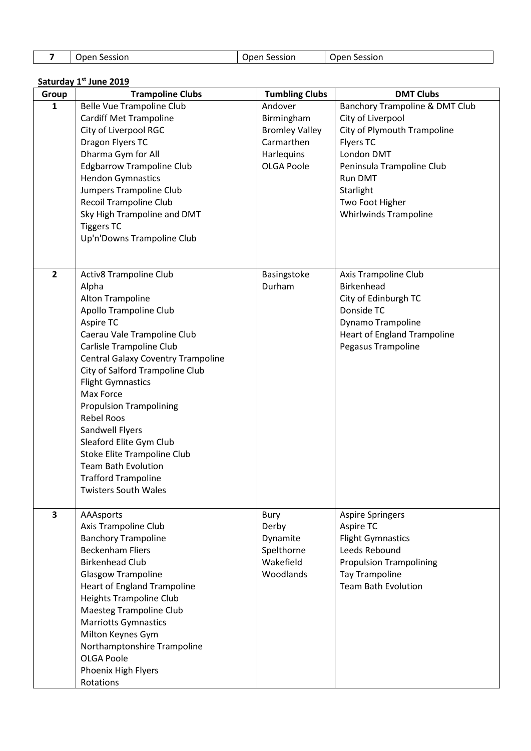| 7 | Open Session | Open Session | Open Session |
|---|---|---|---|

**Saturday 1st June 2019**

| Group | Trampoline Clubs | Tumbling Clubs | DMT Clubs |
|---|---|---|---|
| 1 | Belle Vue Trampoline Club<br>Cardiff Met Trampoline<br>City of Liverpool RGC<br>Dragon Flyers TC<br>Dharma Gym for All<br>Edgbarrow Trampoline Club<br>Hendon Gymnastics<br>Jumpers Trampoline Club<br>Recoil Trampoline Club<br>Sky High Trampoline and DMT<br>Tiggers TC<br>Up'n'Downs Trampoline Club | Andover<br>Birmingham<br>Bromley Valley<br>Carmarthen<br>Harlequins<br>OLGA Poole | Banchory Trampoline & DMT Club<br>City of Liverpool<br>City of Plymouth Trampoline<br>Flyers TC<br>London DMT<br>Peninsula Trampoline Club<br>Run DMT<br>Starlight<br>Two Foot Higher<br>Whirlwinds Trampoline |
| 2 | Activ8 Trampoline Club<br>Alpha<br>Alton Trampoline<br>Apollo Trampoline Club<br>Aspire TC<br>Caerau Vale Trampoline Club<br>Carlisle Trampoline Club<br>Central Galaxy Coventry Trampoline<br>City of Salford Trampoline Club<br>Flight Gymnastics<br>Max Force<br>Propulsion Trampolining<br>Rebel Roos<br>Sandwell Flyers<br>Sleaford Elite Gym Club<br>Stoke Elite Trampoline Club<br>Team Bath Evolution<br>Trafford Trampoline<br>Twisters South Wales | Basingstoke<br>Durham | Axis Trampoline Club<br>Birkenhead<br>City of Edinburgh TC<br>Donside TC<br>Dynamo Trampoline<br>Heart of England Trampoline<br>Pegasus Trampoline |
| 3 | AAAsports<br>Axis Trampoline Club<br>Banchory Trampoline<br>Beckenham Fliers<br>Birkenhead Club<br>Glasgow Trampoline<br>Heart of England Trampoline<br>Heights Trampoline Club<br>Maesteg Trampoline Club<br>Marriotts Gymnastics<br>Milton Keynes Gym<br>Northamptonshire Trampoline<br>OLGA Poole<br>Phoenix High Flyers<br>Rotations | Bury<br>Derby<br>Dynamite<br>Spelthorne<br>Wakefield<br>Woodlands | Aspire Springers<br>Aspire TC<br>Flight Gymnastics<br>Leeds Rebound<br>Propulsion Trampolining<br>Tay Trampoline<br>Team Bath Evolution |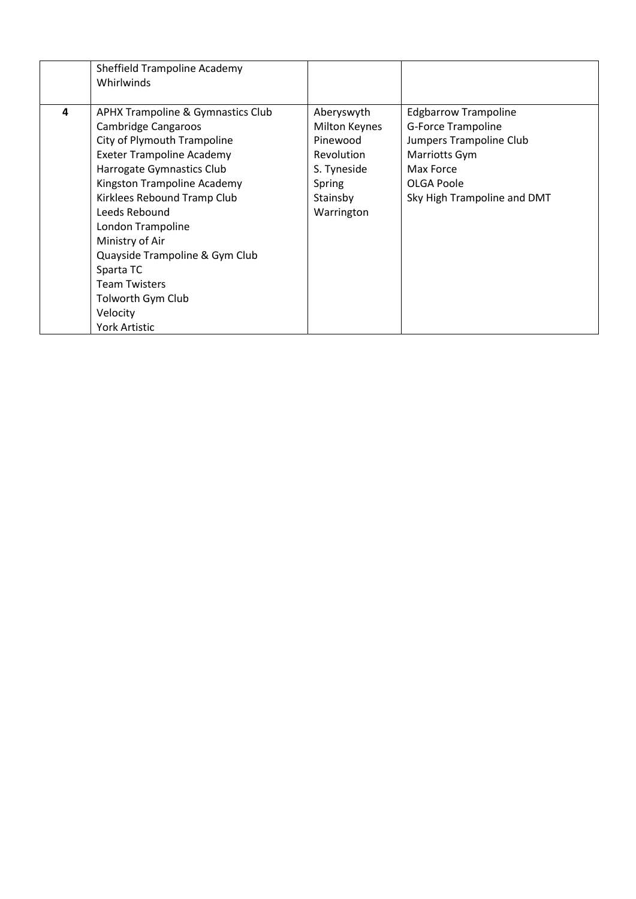| | | | |
|---|---|---|---|
| | Sheffield Trampoline Academy<br>Whirlwinds | | |
| **4** | APHX Trampoline & Gymnastics Club<br>Cambridge Cangaroos<br>City of Plymouth Trampoline<br>Exeter Trampoline Academy<br>Harrogate Gymnastics Club<br>Kingston Trampoline Academy<br>Kirklees Rebound Tramp Club<br>Leeds Rebound<br>London Trampoline<br>Ministry of Air<br>Quayside Trampoline & Gym Club<br>Sparta TC<br>Team Twisters<br>Tolworth Gym Club<br>Velocity<br>York Artistic | Aberyswyth<br>Milton Keynes<br>Pinewood<br>Revolution<br>S. Tyneside<br>Spring<br>Stainsby<br>Warrington | Edgbarrow Trampoline<br>G-Force Trampoline<br>Jumpers Trampoline Club<br>Marriotts Gym<br>Max Force<br>OLGA Poole<br>Sky High Trampoline and DMT |